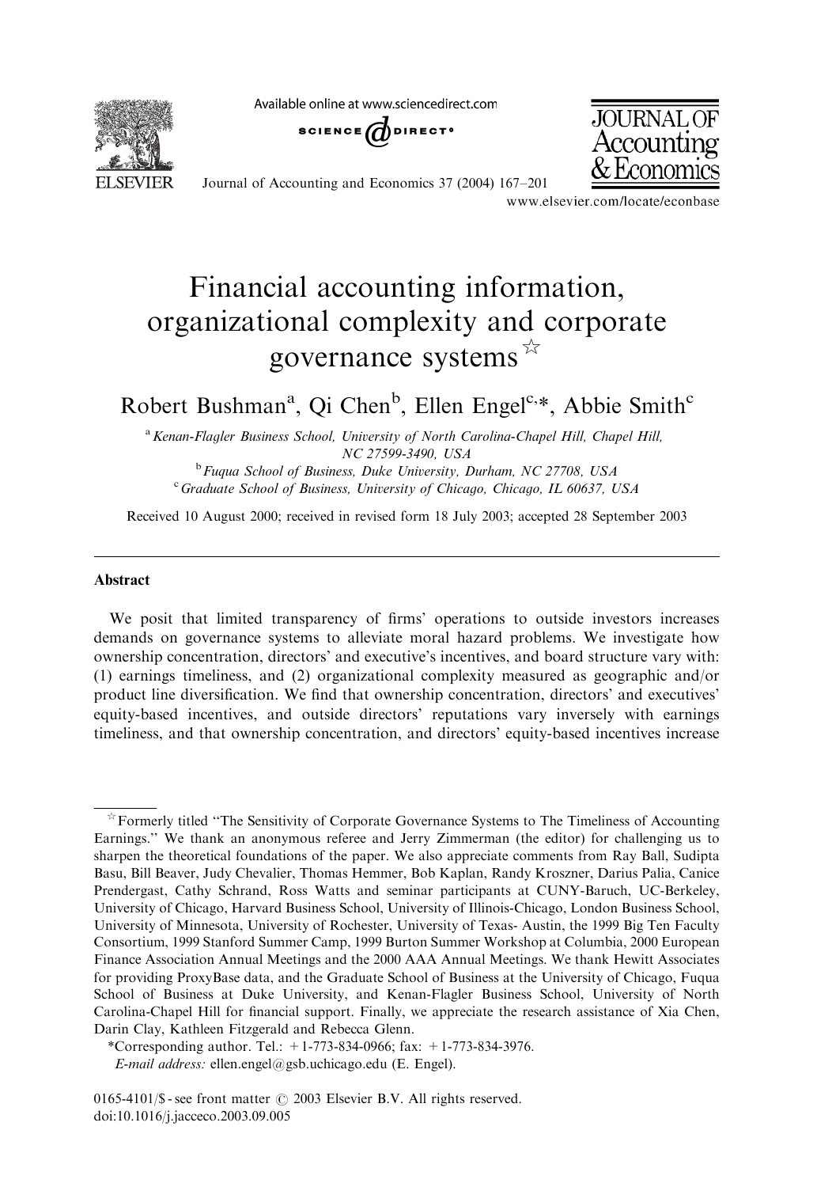# Financial accounting information, organizational complexity and corporate governance systems ☆

Robert Bushman[a], Qi Chen[b], Ellen Engel[c,*], Abbie Smith[c]

[a] Kenan-Flagler Business School, University of North Carolina-Chapel Hill, Chapel Hill, NC 27599-3490, USA

[b] Fuqua School of Business, Duke University, Durham, NC 27708, USA

[c] Graduate School of Business, University of Chicago, Chicago, IL 60637, USA

Received 10 August 2000; received in revised form 18 July 2003; accepted 28 September 2003

## Abstract

We posit that limited transparency of firms' operations to outside investors increases demands on governance systems to alleviate moral hazard problems. We investigate how ownership concentration, directors' and executive's incentives, and board structure vary with: (1) earnings timeliness, and (2) organizational complexity measured as geographic and/or product line diversification. We find that ownership concentration, directors' and executives' equity-based incentives, and outside directors' reputations vary inversely with earnings timeliness, and that ownership concentration, and directors' equity-based incentives increase

☆ Formerly titled "The Sensitivity of Corporate Governance Systems to The Timeliness of Accounting Earnings." We thank an anonymous referee and Jerry Zimmerman (the editor) for challenging us to sharpen the theoretical foundations of the paper. We also appreciate comments from Ray Ball, Sudipta Basu, Bill Beaver, Judy Chevalier, Thomas Hemmer, Bob Kaplan, Randy Kroszner, Darius Palia, Canice Prendergast, Cathy Schrand, Ross Watts and seminar participants at CUNY-Baruch, UC-Berkeley, University of Chicago, Harvard Business School, University of Illinois-Chicago, London Business School, University of Minnesota, University of Rochester, University of Texas- Austin, the 1999 Big Ten Faculty Consortium, 1999 Stanford Summer Camp, 1999 Burton Summer Workshop at Columbia, 2000 European Finance Association Annual Meetings and the 2000 AAA Annual Meetings. We thank Hewitt Associates for providing ProxyBase data, and the Graduate School of Business at the University of Chicago, Fuqua School of Business at Duke University, and Kenan-Flagler Business School, University of North Carolina-Chapel Hill for financial support. Finally, we appreciate the research assistance of Xia Chen, Darin Clay, Kathleen Fitzgerald and Rebecca Glenn.

*Corresponding author. Tel.: +1-773-834-0966; fax: +1-773-834-3976.

*E-mail address:* ellen.engel@gsb.uchicago.edu (E. Engel).

0165-4101/$ - see front matter © 2003 Elsevier B.V. All rights reserved.
doi:10.1016/j.jacceco.2003.09.005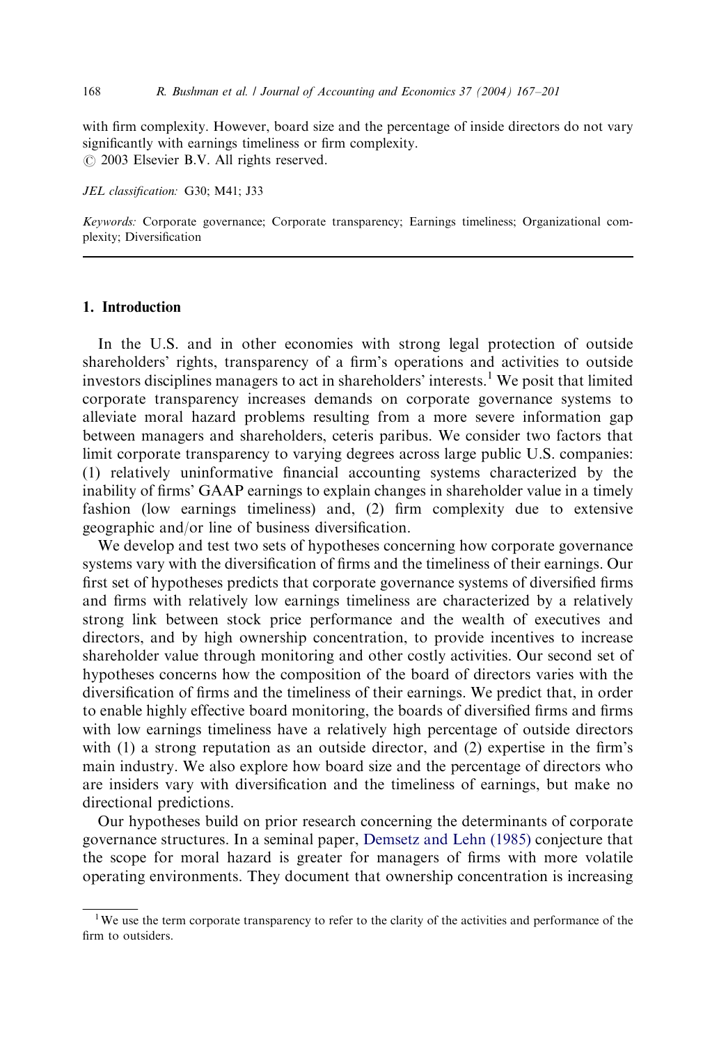with firm complexity. However, board size and the percentage of inside directors do not vary significantly with earnings timeliness or firm complexity.
© 2003 Elsevier B.V. All rights reserved.

*JEL classification:* G30; M41; J33

*Keywords:* Corporate governance; Corporate transparency; Earnings timeliness; Organizational complexity; Diversification

## 1. Introduction

In the U.S. and in other economies with strong legal protection of outside shareholders' rights, transparency of a firm's operations and activities to outside investors disciplines managers to act in shareholders' interests.[1] We posit that limited corporate transparency increases demands on corporate governance systems to alleviate moral hazard problems resulting from a more severe information gap between managers and shareholders, ceteris paribus. We consider two factors that limit corporate transparency to varying degrees across large public U.S. companies: (1) relatively uninformative financial accounting systems characterized by the inability of firms' GAAP earnings to explain changes in shareholder value in a timely fashion (low earnings timeliness) and, (2) firm complexity due to extensive geographic and/or line of business diversification.

We develop and test two sets of hypotheses concerning how corporate governance systems vary with the diversification of firms and the timeliness of their earnings. Our first set of hypotheses predicts that corporate governance systems of diversified firms and firms with relatively low earnings timeliness are characterized by a relatively strong link between stock price performance and the wealth of executives and directors, and by high ownership concentration, to provide incentives to increase shareholder value through monitoring and other costly activities. Our second set of hypotheses concerns how the composition of the board of directors varies with the diversification of firms and the timeliness of their earnings. We predict that, in order to enable highly effective board monitoring, the boards of diversified firms and firms with low earnings timeliness have a relatively high percentage of outside directors with (1) a strong reputation as an outside director, and (2) expertise in the firm's main industry. We also explore how board size and the percentage of directors who are insiders vary with diversification and the timeliness of earnings, but make no directional predictions.

Our hypotheses build on prior research concerning the determinants of corporate governance structures. In a seminal paper, Demsetz and Lehn (1985) conjecture that the scope for moral hazard is greater for managers of firms with more volatile operating environments. They document that ownership concentration is increasing

[1] We use the term corporate transparency to refer to the clarity of the activities and performance of the firm to outsiders.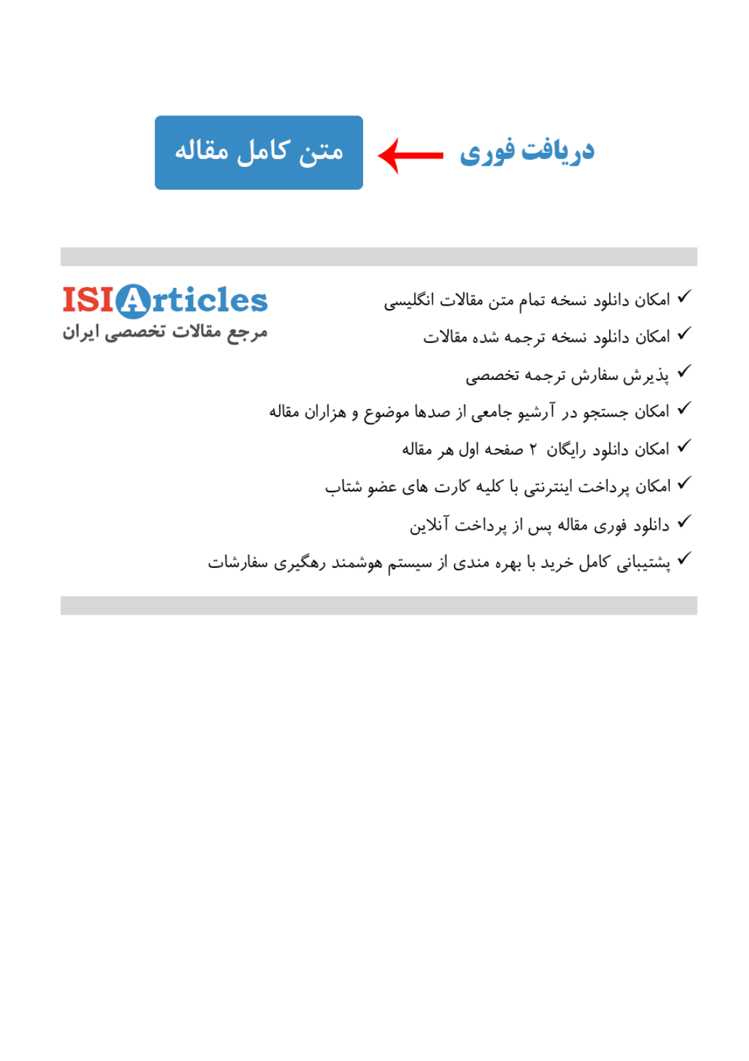متن کامل مقاله ← دریافت فوری

ISIArticles
مرجع مقالات تخصصی ایران

- ✓ امکان دانلود نسخه تمام متن مقالات انگلیسی
- ✓ امکان دانلود نسخه ترجمه شده مقالات
- ✓ پذیرش سفارش ترجمه تخصصی
- ✓ امکان جستجو در آرشیو جامعی از صدها موضوع و هزاران مقاله
- ✓ امکان دانلود رایگان ۲ صفحه اول هر مقاله
- ✓ امکان پرداخت اینترنتی با کلیه کارت های عضو شتاب
- ✓ دانلود فوری مقاله پس از پرداخت آنلاین
- ✓ پشتیبانی کامل خرید با بهره مندی از سیستم هوشمند رهگیری سفارشات